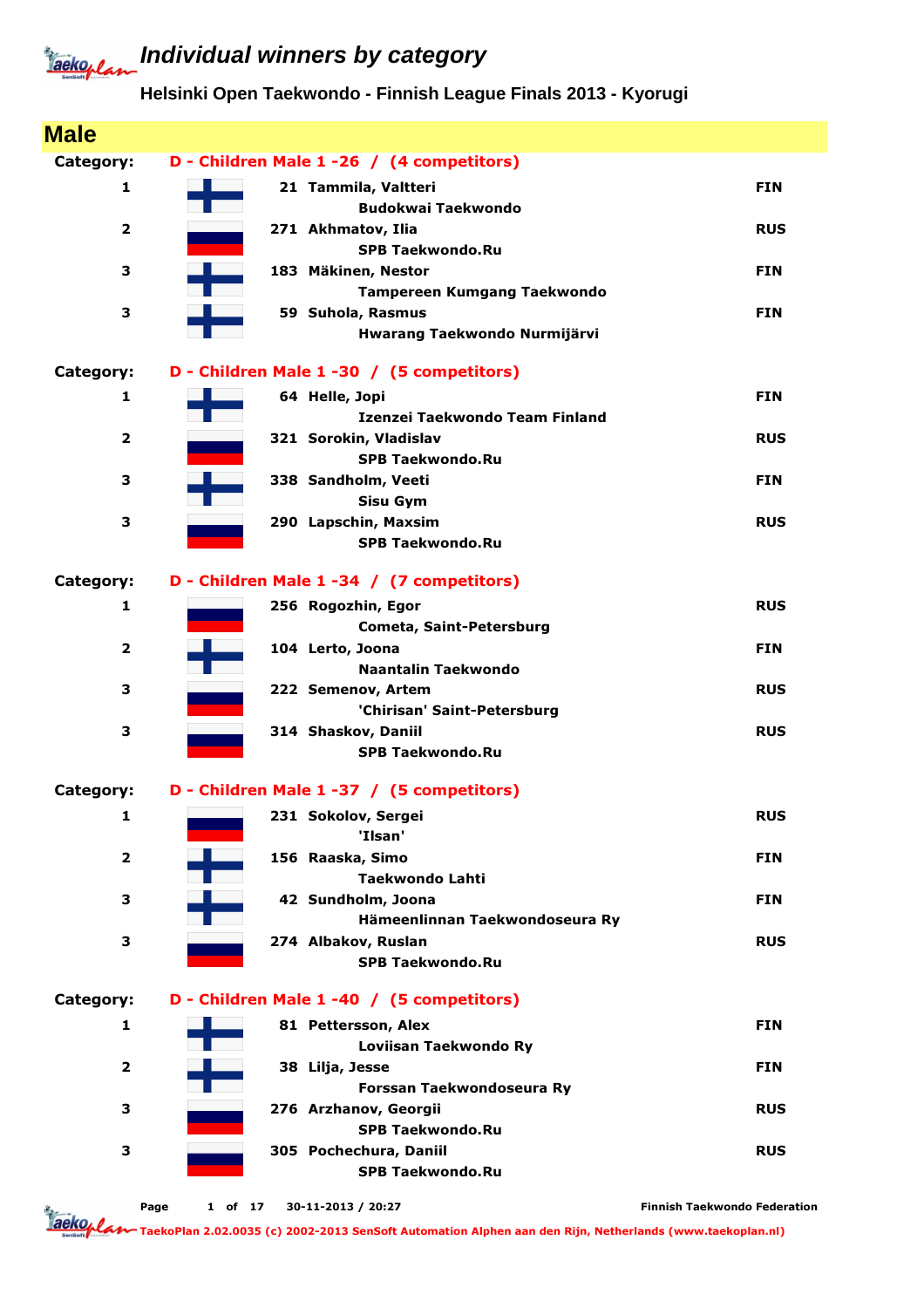# Individual winners by category

## Helsinki Open Taekwondo - Finnish League Finals 2013 - Kyorugi

## Male

**Category: D - Children Male 1 -26 / (4 competitors)**

| Place | No. | Name / Club | Country |
|---|---|---|---|
| 1 | 21 | Tammila, Valtteri<br>Budokwai Taekwondo | FIN |
| 2 | 271 | Akhmatov, Ilia<br>SPB Taekwondo.Ru | RUS |
| 3 | 183 | Mäkinen, Nestor<br>Tampereen Kumgang Taekwondo | FIN |
| 3 | 59 | Suhola, Rasmus<br>Hwarang Taekwondo Nurmijärvi | FIN |

**Category: D - Children Male 1 -30 / (5 competitors)**

| Place | No. | Name / Club | Country |
|---|---|---|---|
| 1 | 64 | Helle, Jopi<br>Izenzei Taekwondo Team Finland | FIN |
| 2 | 321 | Sorokin, Vladislav<br>SPB Taekwondo.Ru | RUS |
| 3 | 338 | Sandholm, Veeti<br>Sisu Gym | FIN |
| 3 | 290 | Lapschin, Maxsim<br>SPB Taekwondo.Ru | RUS |

**Category: D - Children Male 1 -34 / (7 competitors)**

| Place | No. | Name / Club | Country |
|---|---|---|---|
| 1 | 256 | Rogozhin, Egor<br>Cometa, Saint-Petersburg | RUS |
| 2 | 104 | Lerto, Joona<br>Naantalin Taekwondo | FIN |
| 3 | 222 | Semenov, Artem<br>'Chirisan' Saint-Petersburg | RUS |
| 3 | 314 | Shaskov, Daniil<br>SPB Taekwondo.Ru | RUS |

**Category: D - Children Male 1 -37 / (5 competitors)**

| Place | No. | Name / Club | Country |
|---|---|---|---|
| 1 | 231 | Sokolov, Sergei<br>'Ilsan' | RUS |
| 2 | 156 | Raaska, Simo<br>Taekwondo Lahti | FIN |
| 3 | 42 | Sundholm, Joona<br>Hämeenlinnan Taekwondoseura Ry | FIN |
| 3 | 274 | Albakov, Ruslan<br>SPB Taekwondo.Ru | RUS |

**Category: D - Children Male 1 -40 / (5 competitors)**

| Place | No. | Name / Club | Country |
|---|---|---|---|
| 1 | 81 | Pettersson, Alex<br>Loviisan Taekwondo Ry | FIN |
| 2 | 38 | Lilja, Jesse<br>Forssan Taekwondoseura Ry | FIN |
| 3 | 276 | Arzhanov, Georgii<br>SPB Taekwondo.Ru | RUS |
| 3 | 305 | Pochechura, Daniil<br>SPB Taekwondo.Ru | RUS |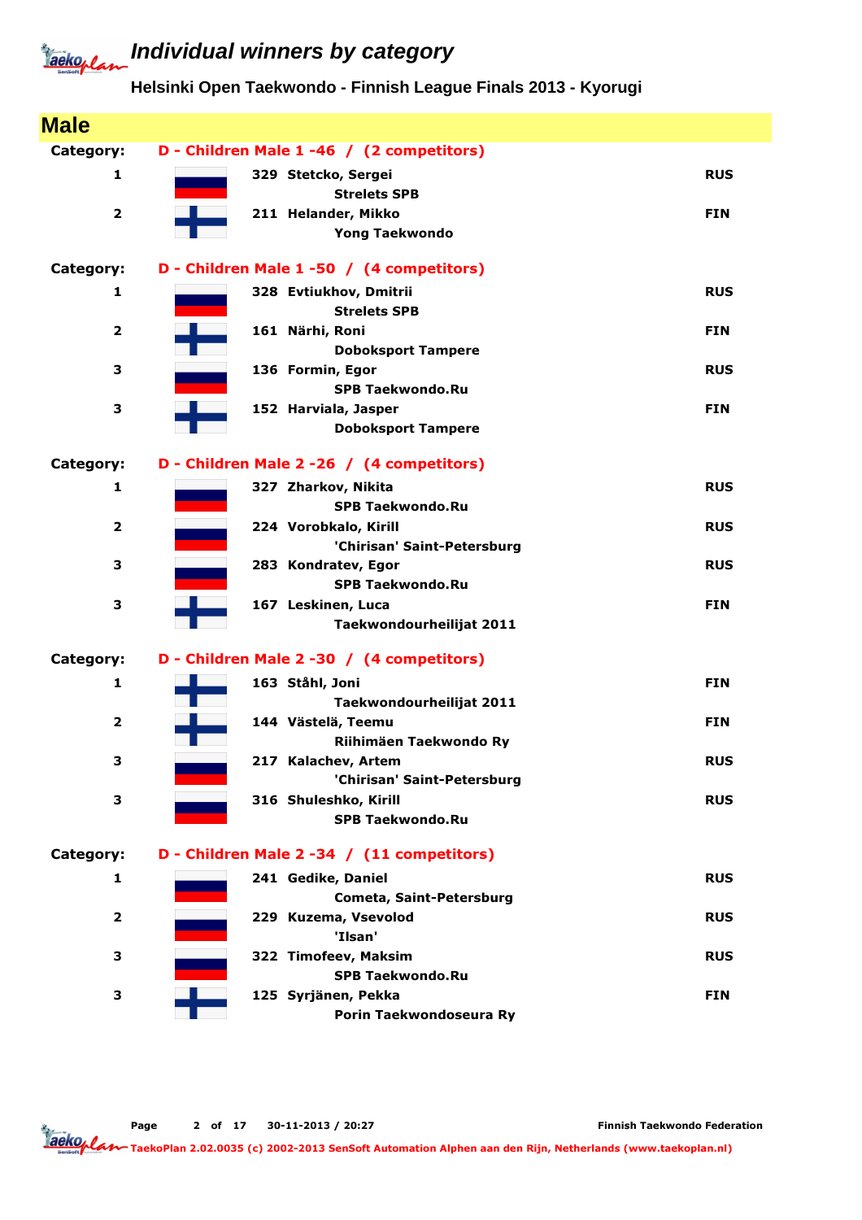# Individual winners by category

## Helsinki Open Taekwondo - Finnish League Finals 2013 - Kyorugi

## Male

**Category: D - Children Male 1 -46 / (2 competitors)**

| Place | No. | Name | Club | Country |
|---|---|---|---|---|
| 1 | 329 | Stetcko, Sergei | Strelets SPB | RUS |
| 2 | 211 | Helander, Mikko | Yong Taekwondo | FIN |

**Category: D - Children Male 1 -50 / (4 competitors)**

| Place | No. | Name | Club | Country |
|---|---|---|---|---|
| 1 | 328 | Evtiukhov, Dmitrii | Strelets SPB | RUS |
| 2 | 161 | Närhi, Roni | Doboksport Tampere | FIN |
| 3 | 136 | Formin, Egor | SPB Taekwondo.Ru | RUS |
| 3 | 152 | Harviala, Jasper | Doboksport Tampere | FIN |

**Category: D - Children Male 2 -26 / (4 competitors)**

| Place | No. | Name | Club | Country |
|---|---|---|---|---|
| 1 | 327 | Zharkov, Nikita | SPB Taekwondo.Ru | RUS |
| 2 | 224 | Vorobkalo, Kirill | 'Chirisan' Saint-Petersburg | RUS |
| 3 | 283 | Kondratev, Egor | SPB Taekwondo.Ru | RUS |
| 3 | 167 | Leskinen, Luca | Taekwondourheilijat 2011 | FIN |

**Category: D - Children Male 2 -30 / (4 competitors)**

| Place | No. | Name | Club | Country |
|---|---|---|---|---|
| 1 | 163 | Ståhl, Joni | Taekwondourheilijat 2011 | FIN |
| 2 | 144 | Västelä, Teemu | Riihimäen Taekwondo Ry | FIN |
| 3 | 217 | Kalachev, Artem | 'Chirisan' Saint-Petersburg | RUS |
| 3 | 316 | Shuleshko, Kirill | SPB Taekwondo.Ru | RUS |

**Category: D - Children Male 2 -34 / (11 competitors)**

| Place | No. | Name | Club | Country |
|---|---|---|---|---|
| 1 | 241 | Gedike, Daniel | Cometa, Saint-Petersburg | RUS |
| 2 | 229 | Kuzema, Vsevolod | 'Ilsan' | RUS |
| 3 | 322 | Timofeev, Maksim | SPB Taekwondo.Ru | RUS |
| 3 | 125 | Syrjänen, Pekka | Porin Taekwondoseura Ry | FIN |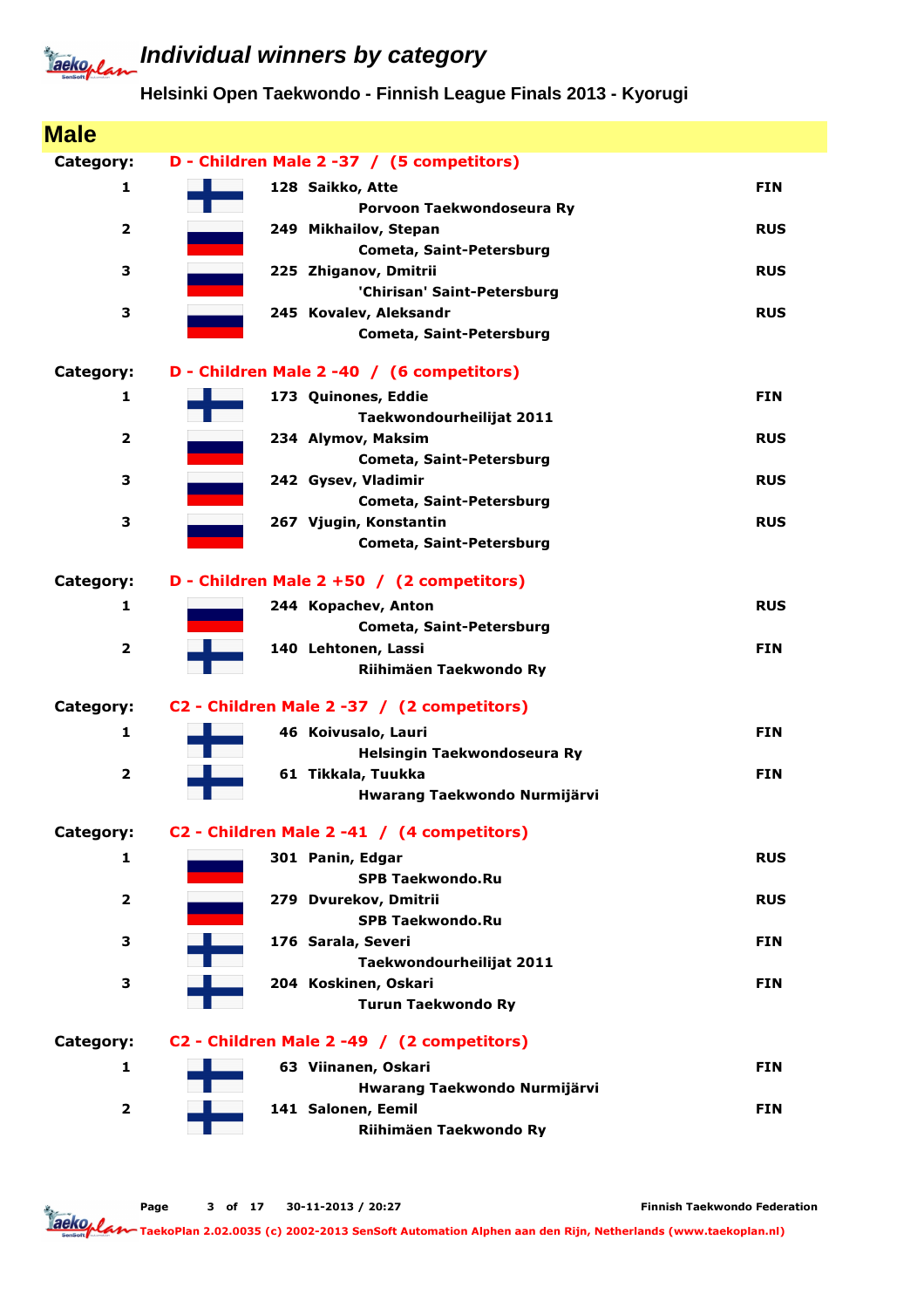# Individual winners by category

## Helsinki Open Taekwondo - Finnish League Finals 2013 - Kyorugi

## Male

**Category: D - Children Male 2 -37 / (5 competitors)**

| Place | No. | Name / Club | Country |
|---|---|---|---|
| 1 | 128 | Saikko, Atte<br>Porvoon Taekwondoseura Ry | FIN |
| 2 | 249 | Mikhailov, Stepan<br>Cometa, Saint-Petersburg | RUS |
| 3 | 225 | Zhiganov, Dmitrii<br>'Chirisan' Saint-Petersburg | RUS |
| 3 | 245 | Kovalev, Aleksandr<br>Cometa, Saint-Petersburg | RUS |

**Category: D - Children Male 2 -40 / (6 competitors)**

| Place | No. | Name / Club | Country |
|---|---|---|---|
| 1 | 173 | Quinones, Eddie<br>Taekwondourheilijat 2011 | FIN |
| 2 | 234 | Alymov, Maksim<br>Cometa, Saint-Petersburg | RUS |
| 3 | 242 | Gysev, Vladimir<br>Cometa, Saint-Petersburg | RUS |
| 3 | 267 | Vjugin, Konstantin<br>Cometa, Saint-Petersburg | RUS |

**Category: D - Children Male 2 +50 / (2 competitors)**

| Place | No. | Name / Club | Country |
|---|---|---|---|
| 1 | 244 | Kopachev, Anton<br>Cometa, Saint-Petersburg | RUS |
| 2 | 140 | Lehtonen, Lassi<br>Riihimäen Taekwondo Ry | FIN |

**Category: C2 - Children Male 2 -37 / (2 competitors)**

| Place | No. | Name / Club | Country |
|---|---|---|---|
| 1 | 46 | Koivusalo, Lauri<br>Helsingin Taekwondoseura Ry | FIN |
| 2 | 61 | Tikkala, Tuukka<br>Hwarang Taekwondo Nurmijärvi | FIN |

**Category: C2 - Children Male 2 -41 / (4 competitors)**

| Place | No. | Name / Club | Country |
|---|---|---|---|
| 1 | 301 | Panin, Edgar<br>SPB Taekwondo.Ru | RUS |
| 2 | 279 | Dvurekov, Dmitrii<br>SPB Taekwondo.Ru | RUS |
| 3 | 176 | Sarala, Severi<br>Taekwondourheilijat 2011 | FIN |
| 3 | 204 | Koskinen, Oskari<br>Turun Taekwondo Ry | FIN |

**Category: C2 - Children Male 2 -49 / (2 competitors)**

| Place | No. | Name / Club | Country |
|---|---|---|---|
| 1 | 63 | Viinanen, Oskari<br>Hwarang Taekwondo Nurmijärvi | FIN |
| 2 | 141 | Salonen, Eemil<br>Riihimäen Taekwondo Ry | FIN |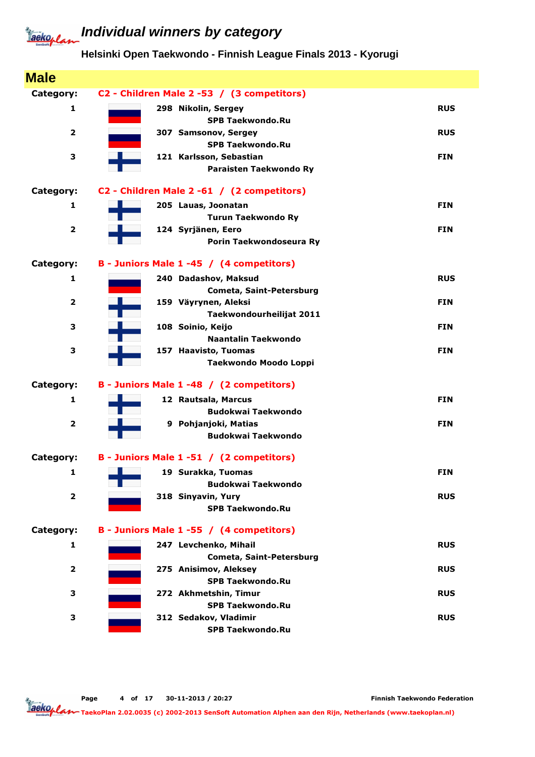# Individual winners by category

## Helsinki Open Taekwondo - Finnish League Finals 2013 - Kyorugi

## Male

**Category:** C2 - Children Male 2 -53 / (3 competitors)

| Place | No. | Name / Club | Country |
|---|---|---|---|
| 1 | 298 | Nikolin, Sergey<br>SPB Taekwondo.Ru | RUS |
| 2 | 307 | Samsonov, Sergey<br>SPB Taekwondo.Ru | RUS |
| 3 | 121 | Karlsson, Sebastian<br>Paraisten Taekwondo Ry | FIN |

**Category:** C2 - Children Male 2 -61 / (2 competitors)

| Place | No. | Name / Club | Country |
|---|---|---|---|
| 1 | 205 | Lauas, Joonatan<br>Turun Taekwondo Ry | FIN |
| 2 | 124 | Syrjänen, Eero<br>Porin Taekwondoseura Ry | FIN |

**Category:** B - Juniors Male 1 -45 / (4 competitors)

| Place | No. | Name / Club | Country |
|---|---|---|---|
| 1 | 240 | Dadashov, Maksud<br>Cometa, Saint-Petersburg | RUS |
| 2 | 159 | Väyrynen, Aleksi<br>Taekwondourheilijat 2011 | FIN |
| 3 | 108 | Soinio, Keijo<br>Naantalin Taekwondo | FIN |
| 3 | 157 | Haavisto, Tuomas<br>Taekwondo Moodo Loppi | FIN |

**Category:** B - Juniors Male 1 -48 / (2 competitors)

| Place | No. | Name / Club | Country |
|---|---|---|---|
| 1 | 12 | Rautsala, Marcus<br>Budokwai Taekwondo | FIN |
| 2 | 9 | Pohjanjoki, Matias<br>Budokwai Taekwondo | FIN |

**Category:** B - Juniors Male 1 -51 / (2 competitors)

| Place | No. | Name / Club | Country |
|---|---|---|---|
| 1 | 19 | Surakka, Tuomas<br>Budokwai Taekwondo | FIN |
| 2 | 318 | Sinyavin, Yury<br>SPB Taekwondo.Ru | RUS |

**Category:** B - Juniors Male 1 -55 / (4 competitors)

| Place | No. | Name / Club | Country |
|---|---|---|---|
| 1 | 247 | Levchenko, Mihail<br>Cometa, Saint-Petersburg | RUS |
| 2 | 275 | Anisimov, Aleksey<br>SPB Taekwondo.Ru | RUS |
| 3 | 272 | Akhmetshin, Timur<br>SPB Taekwondo.Ru | RUS |
| 3 | 312 | Sedakov, Vladimir<br>SPB Taekwondo.Ru | RUS |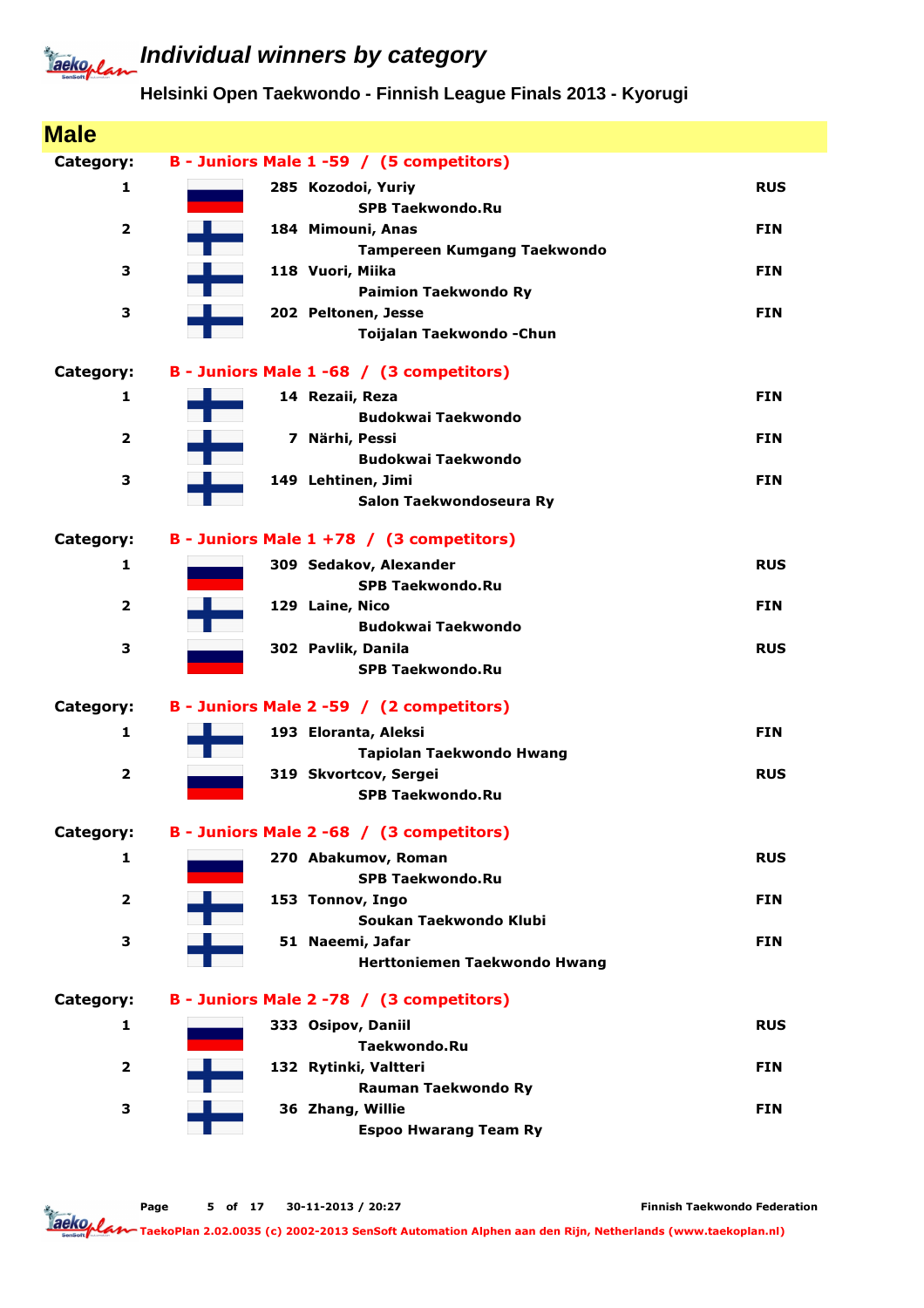# Individual winners by category

## Helsinki Open Taekwondo - Finnish League Finals 2013 - Kyorugi

## Male

**Category: B - Juniors Male 1 -59 / (5 competitors)**

| Place | No. | Name | Club | Country |
|---|---|---|---|---|
| 1 | 285 | Kozodoi, Yuriy | SPB Taekwondo.Ru | RUS |
| 2 | 184 | Mimouni, Anas | Tampereen Kumgang Taekwondo | FIN |
| 3 | 118 | Vuori, Miika | Paimion Taekwondo Ry | FIN |
| 3 | 202 | Peltonen, Jesse | Toijalan Taekwondo -Chun | FIN |

**Category: B - Juniors Male 1 -68 / (3 competitors)**

| Place | No. | Name | Club | Country |
|---|---|---|---|---|
| 1 | 14 | Rezaii, Reza | Budokwai Taekwondo | FIN |
| 2 | 7 | Närhi, Pessi | Budokwai Taekwondo | FIN |
| 3 | 149 | Lehtinen, Jimi | Salon Taekwondoseura Ry | FIN |

**Category: B - Juniors Male 1 +78 / (3 competitors)**

| Place | No. | Name | Club | Country |
|---|---|---|---|---|
| 1 | 309 | Sedakov, Alexander | SPB Taekwondo.Ru | RUS |
| 2 | 129 | Laine, Nico | Budokwai Taekwondo | FIN |
| 3 | 302 | Pavlik, Danila | SPB Taekwondo.Ru | RUS |

**Category: B - Juniors Male 2 -59 / (2 competitors)**

| Place | No. | Name | Club | Country |
|---|---|---|---|---|
| 1 | 193 | Eloranta, Aleksi | Tapiolan Taekwondo Hwang | FIN |
| 2 | 319 | Skvortcov, Sergei | SPB Taekwondo.Ru | RUS |

**Category: B - Juniors Male 2 -68 / (3 competitors)**

| Place | No. | Name | Club | Country |
|---|---|---|---|---|
| 1 | 270 | Abakumov, Roman | SPB Taekwondo.Ru | RUS |
| 2 | 153 | Tonnov, Ingo | Soukan Taekwondo Klubi | FIN |
| 3 | 51 | Naeemi, Jafar | Herttoniemen Taekwondo Hwang | FIN |

**Category: B - Juniors Male 2 -78 / (3 competitors)**

| Place | No. | Name | Club | Country |
|---|---|---|---|---|
| 1 | 333 | Osipov, Daniil | Taekwondo.Ru | RUS |
| 2 | 132 | Rytinki, Valtteri | Rauman Taekwondo Ry | FIN |
| 3 | 36 | Zhang, Willie | Espoo Hwarang Team Ry | FIN |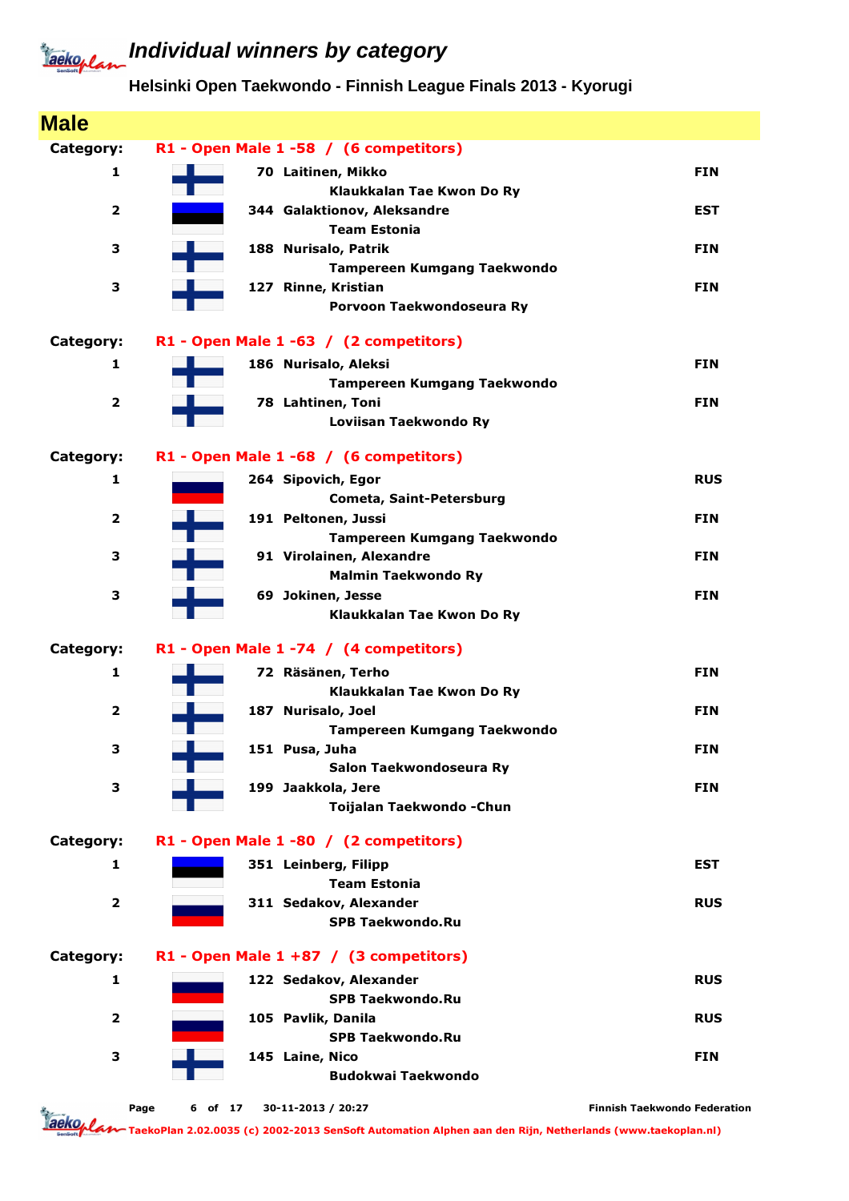# Individual winners by category

## Helsinki Open Taekwondo - Finnish League Finals 2013 - Kyorugi

## Male

**Category: R1 - Open Male 1 -58 / (6 competitors)**

| Place | No. | Name / Club | Country |
|---|---|---|---|
| 1 | 70 | Laitinen, Mikko<br>Klaukkalan Tae Kwon Do Ry | FIN |
| 2 | 344 | Galaktionov, Aleksandre<br>Team Estonia | EST |
| 3 | 188 | Nurisalo, Patrik<br>Tampereen Kumgang Taekwondo | FIN |
| 3 | 127 | Rinne, Kristian<br>Porvoon Taekwondoseura Ry | FIN |

**Category: R1 - Open Male 1 -63 / (2 competitors)**

| Place | No. | Name / Club | Country |
|---|---|---|---|
| 1 | 186 | Nurisalo, Aleksi<br>Tampereen Kumgang Taekwondo | FIN |
| 2 | 78 | Lahtinen, Toni<br>Loviisan Taekwondo Ry | FIN |

**Category: R1 - Open Male 1 -68 / (6 competitors)**

| Place | No. | Name / Club | Country |
|---|---|---|---|
| 1 | 264 | Sipovich, Egor<br>Cometa, Saint-Petersburg | RUS |
| 2 | 191 | Peltonen, Jussi<br>Tampereen Kumgang Taekwondo | FIN |
| 3 | 91 | Virolainen, Alexandre<br>Malmin Taekwondo Ry | FIN |
| 3 | 69 | Jokinen, Jesse<br>Klaukkalan Tae Kwon Do Ry | FIN |

**Category: R1 - Open Male 1 -74 / (4 competitors)**

| Place | No. | Name / Club | Country |
|---|---|---|---|
| 1 | 72 | Räsänen, Terho<br>Klaukkalan Tae Kwon Do Ry | FIN |
| 2 | 187 | Nurisalo, Joel<br>Tampereen Kumgang Taekwondo | FIN |
| 3 | 151 | Pusa, Juha<br>Salon Taekwondoseura Ry | FIN |
| 3 | 199 | Jaakkola, Jere<br>Toijalan Taekwondo -Chun | FIN |

**Category: R1 - Open Male 1 -80 / (2 competitors)**

| Place | No. | Name / Club | Country |
|---|---|---|---|
| 1 | 351 | Leinberg, Filipp<br>Team Estonia | EST |
| 2 | 311 | Sedakov, Alexander<br>SPB Taekwondo.Ru | RUS |

**Category: R1 - Open Male 1 +87 / (3 competitors)**

| Place | No. | Name / Club | Country |
|---|---|---|---|
| 1 | 122 | Sedakov, Alexander<br>SPB Taekwondo.Ru | RUS |
| 2 | 105 | Pavlik, Danila<br>SPB Taekwondo.Ru | RUS |
| 3 | 145 | Laine, Nico<br>Budokwai Taekwondo | FIN |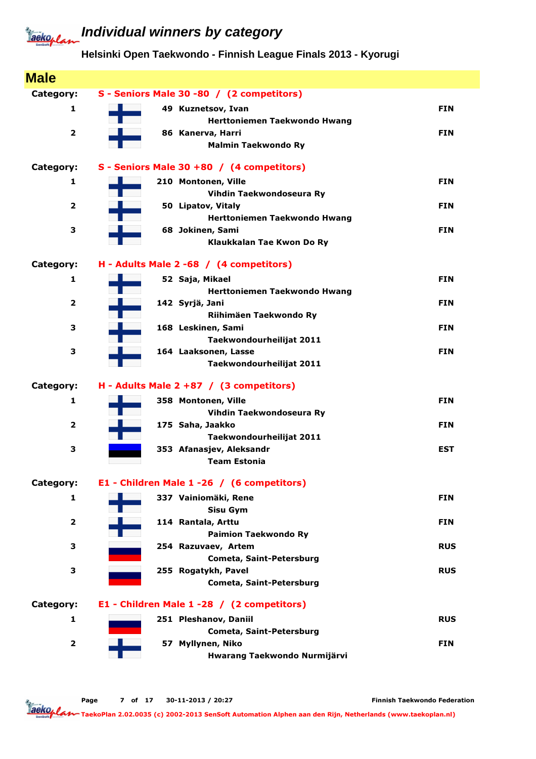# Individual winners by category

## Helsinki Open Taekwondo - Finnish League Finals 2013 - Kyorugi

## Male

**Category: S - Seniors Male 30 -80 / (2 competitors)**

| Place | No. | Name / Club | Country |
|---|---|---|---|
| 1 | 49 | Kuznetsov, Ivan<br>Herttoniemen Taekwondo Hwang | FIN |
| 2 | 86 | Kanerva, Harri<br>Malmin Taekwondo Ry | FIN |

**Category: S - Seniors Male 30 +80 / (4 competitors)**

| Place | No. | Name / Club | Country |
|---|---|---|---|
| 1 | 210 | Montonen, Ville<br>Vihdin Taekwondoseura Ry | FIN |
| 2 | 50 | Lipatov, Vitaly<br>Herttoniemen Taekwondo Hwang | FIN |
| 3 | 68 | Jokinen, Sami<br>Klaukkalan Tae Kwon Do Ry | FIN |

**Category: H - Adults Male 2 -68 / (4 competitors)**

| Place | No. | Name / Club | Country |
|---|---|---|---|
| 1 | 52 | Saja, Mikael<br>Herttoniemen Taekwondo Hwang | FIN |
| 2 | 142 | Syrjä, Jani<br>Riihimäen Taekwondo Ry | FIN |
| 3 | 168 | Leskinen, Sami<br>Taekwondourheilijat 2011 | FIN |
| 3 | 164 | Laaksonen, Lasse<br>Taekwondourheilijat 2011 | FIN |

**Category: H - Adults Male 2 +87 / (3 competitors)**

| Place | No. | Name / Club | Country |
|---|---|---|---|
| 1 | 358 | Montonen, Ville<br>Vihdin Taekwondoseura Ry | FIN |
| 2 | 175 | Saha, Jaakko<br>Taekwondourheilijat 2011 | FIN |
| 3 | 353 | Afanasjev, Aleksandr<br>Team Estonia | EST |

**Category: E1 - Children Male 1 -26 / (6 competitors)**

| Place | No. | Name / Club | Country |
|---|---|---|---|
| 1 | 337 | Vainiomäki, Rene<br>Sisu Gym | FIN |
| 2 | 114 | Rantala, Arttu<br>Paimion Taekwondo Ry | FIN |
| 3 | 254 | Razuvaev, Artem<br>Cometa, Saint-Petersburg | RUS |
| 3 | 255 | Rogatykh, Pavel<br>Cometa, Saint-Petersburg | RUS |

**Category: E1 - Children Male 1 -28 / (2 competitors)**

| Place | No. | Name / Club | Country |
|---|---|---|---|
| 1 | 251 | Pleshanov, Daniil<br>Cometa, Saint-Petersburg | RUS |
| 2 | 57 | Myllynen, Niko<br>Hwarang Taekwondo Nurmijärvi | FIN |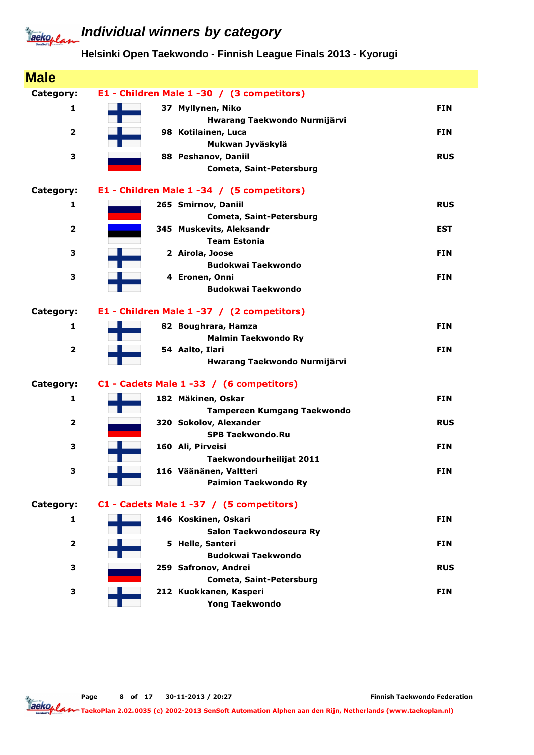# Individual winners by category

## Helsinki Open Taekwondo - Finnish League Finals 2013 - Kyorugi

## Male

**Category: E1 - Children Male 1 -30 / (3 competitors)**

| Place | No. | Name / Club | Country |
|---|---|---|---|
| 1 | 37 | Myllynen, Niko<br>Hwarang Taekwondo Nurmijärvi | FIN |
| 2 | 98 | Kotilainen, Luca<br>Mukwan Jyväskylä | FIN |
| 3 | 88 | Peshanov, Daniil<br>Cometa, Saint-Petersburg | RUS |

**Category: E1 - Children Male 1 -34 / (5 competitors)**

| Place | No. | Name / Club | Country |
|---|---|---|---|
| 1 | 265 | Smirnov, Daniil<br>Cometa, Saint-Petersburg | RUS |
| 2 | 345 | Muskevits, Aleksandr<br>Team Estonia | EST |
| 3 | 2 | Airola, Joose<br>Budokwai Taekwondo | FIN |
| 3 | 4 | Eronen, Onni<br>Budokwai Taekwondo | FIN |

**Category: E1 - Children Male 1 -37 / (2 competitors)**

| Place | No. | Name / Club | Country |
|---|---|---|---|
| 1 | 82 | Boughrara, Hamza<br>Malmin Taekwondo Ry | FIN |
| 2 | 54 | Aalto, Ilari<br>Hwarang Taekwondo Nurmijärvi | FIN |

**Category: C1 - Cadets Male 1 -33 / (6 competitors)**

| Place | No. | Name / Club | Country |
|---|---|---|---|
| 1 | 182 | Mäkinen, Oskar<br>Tampereen Kumgang Taekwondo | FIN |
| 2 | 320 | Sokolov, Alexander<br>SPB Taekwondo.Ru | RUS |
| 3 | 160 | Ali, Pirveisi<br>Taekwondourheilijat 2011 | FIN |
| 3 | 116 | Väänänen, Valtteri<br>Paimion Taekwondo Ry | FIN |

**Category: C1 - Cadets Male 1 -37 / (5 competitors)**

| Place | No. | Name / Club | Country |
|---|---|---|---|
| 1 | 146 | Koskinen, Oskari<br>Salon Taekwondoseura Ry | FIN |
| 2 | 5 | Helle, Santeri<br>Budokwai Taekwondo | FIN |
| 3 | 259 | Safronov, Andrei<br>Cometa, Saint-Petersburg | RUS |
| 3 | 212 | Kuokkanen, Kasperi<br>Yong Taekwondo | FIN |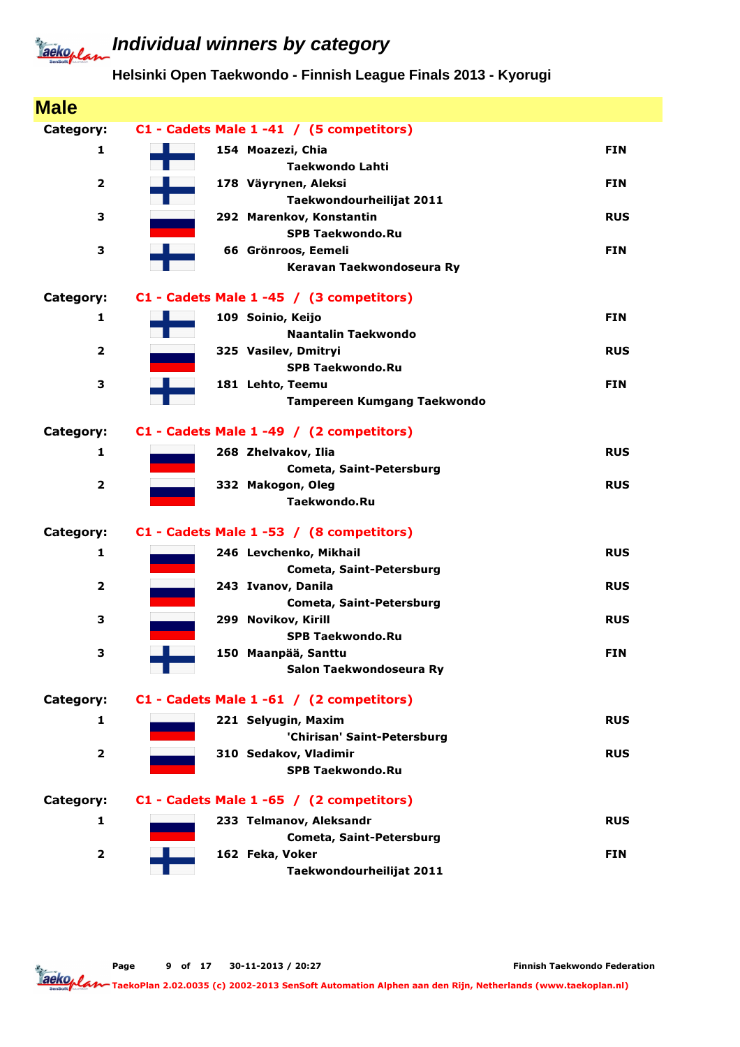# Individual winners by category

## Helsinki Open Taekwondo - Finnish League Finals 2013 - Kyorugi

## Male

### Category: C1 - Cadets Male 1 -41 / (5 competitors)

| Place | No. | Name | Club | Country |
|---|---|---|---|---|
| 1 | 154 | Moazezi, Chia | Taekwondo Lahti | FIN |
| 2 | 178 | Väyrynen, Aleksi | Taekwondourheilijat 2011 | FIN |
| 3 | 292 | Marenkov, Konstantin | SPB Taekwondo.Ru | RUS |
| 3 | 66 | Grönroos, Eemeli | Keravan Taekwondoseura Ry | FIN |

### Category: C1 - Cadets Male 1 -45 / (3 competitors)

| Place | No. | Name | Club | Country |
|---|---|---|---|---|
| 1 | 109 | Soinio, Keijo | Naantalin Taekwondo | FIN |
| 2 | 325 | Vasilev, Dmitryi | SPB Taekwondo.Ru | RUS |
| 3 | 181 | Lehto, Teemu | Tampereen Kumgang Taekwondo | FIN |

### Category: C1 - Cadets Male 1 -49 / (2 competitors)

| Place | No. | Name | Club | Country |
|---|---|---|---|---|
| 1 | 268 | Zhelvakov, Ilia | Cometa, Saint-Petersburg | RUS |
| 2 | 332 | Makogon, Oleg | Taekwondo.Ru | RUS |

### Category: C1 - Cadets Male 1 -53 / (8 competitors)

| Place | No. | Name | Club | Country |
|---|---|---|---|---|
| 1 | 246 | Levchenko, Mikhail | Cometa, Saint-Petersburg | RUS |
| 2 | 243 | Ivanov, Danila | Cometa, Saint-Petersburg | RUS |
| 3 | 299 | Novikov, Kirill | SPB Taekwondo.Ru | RUS |
| 3 | 150 | Maanpää, Santtu | Salon Taekwondoseura Ry | FIN |

### Category: C1 - Cadets Male 1 -61 / (2 competitors)

| Place | No. | Name | Club | Country |
|---|---|---|---|---|
| 1 | 221 | Selyugin, Maxim | 'Chirisan' Saint-Petersburg | RUS |
| 2 | 310 | Sedakov, Vladimir | SPB Taekwondo.Ru | RUS |

### Category: C1 - Cadets Male 1 -65 / (2 competitors)

| Place | No. | Name | Club | Country |
|---|---|---|---|---|
| 1 | 233 | Telmanov, Aleksandr | Cometa, Saint-Petersburg | RUS |
| 2 | 162 | Feka, Voker | Taekwondourheilijat 2011 | FIN |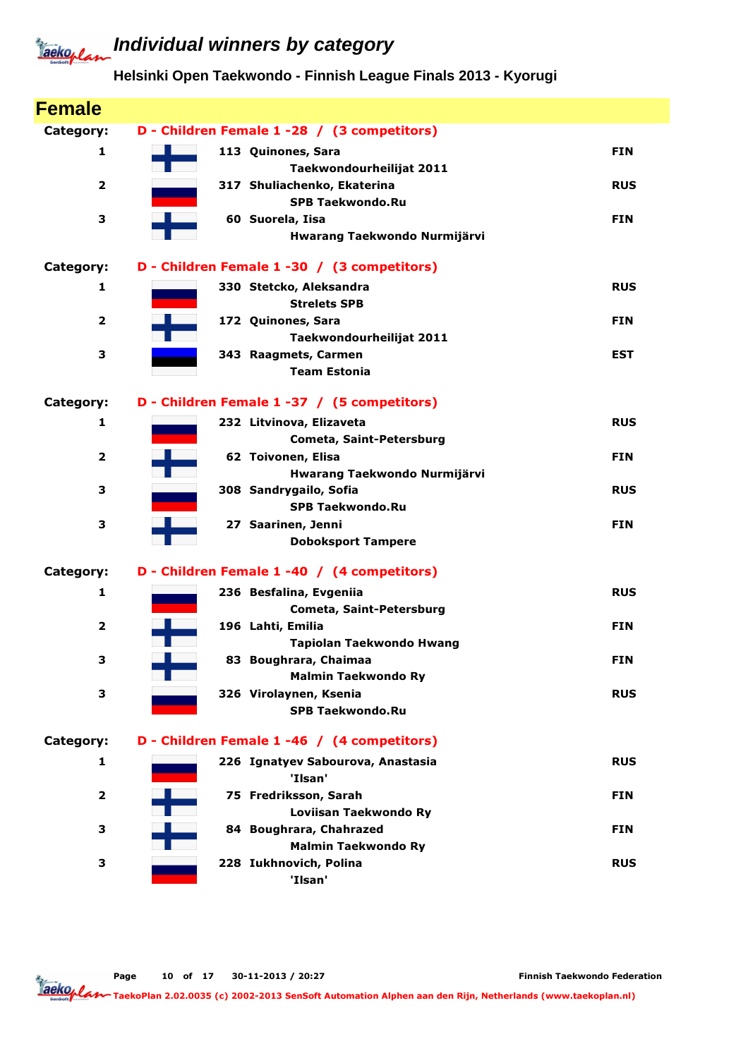# Individual winners by category

## Helsinki Open Taekwondo - Finnish League Finals 2013 - Kyorugi

## Female

**Category: D - Children Female 1 -28 / (3 competitors)**

| Place | No. | Name / Club | Country |
|---|---|---|---|
| 1 | 113 | Quinones, Sara<br>Taekwondourheilijat 2011 | FIN |
| 2 | 317 | Shuliachenko, Ekaterina<br>SPB Taekwondo.Ru | RUS |
| 3 | 60 | Suorela, Iisa<br>Hwarang Taekwondo Nurmijärvi | FIN |

**Category: D - Children Female 1 -30 / (3 competitors)**

| Place | No. | Name / Club | Country |
|---|---|---|---|
| 1 | 330 | Stetcko, Aleksandra<br>Strelets SPB | RUS |
| 2 | 172 | Quinones, Sara<br>Taekwondourheilijat 2011 | FIN |
| 3 | 343 | Raagmets, Carmen<br>Team Estonia | EST |

**Category: D - Children Female 1 -37 / (5 competitors)**

| Place | No. | Name / Club | Country |
|---|---|---|---|
| 1 | 232 | Litvinova, Elizaveta<br>Cometa, Saint-Petersburg | RUS |
| 2 | 62 | Toivonen, Elisa<br>Hwarang Taekwondo Nurmijärvi | FIN |
| 3 | 308 | Sandrygailo, Sofia<br>SPB Taekwondo.Ru | RUS |
| 3 | 27 | Saarinen, Jenni<br>Doboksport Tampere | FIN |

**Category: D - Children Female 1 -40 / (4 competitors)**

| Place | No. | Name / Club | Country |
|---|---|---|---|
| 1 | 236 | Besfalina, Evgeniia<br>Cometa, Saint-Petersburg | RUS |
| 2 | 196 | Lahti, Emilia<br>Tapiolan Taekwondo Hwang | FIN |
| 3 | 83 | Boughrara, Chaimaa<br>Malmin Taekwondo Ry | FIN |
| 3 | 326 | Virolaynen, Ksenia<br>SPB Taekwondo.Ru | RUS |

**Category: D - Children Female 1 -46 / (4 competitors)**

| Place | No. | Name / Club | Country |
|---|---|---|---|
| 1 | 226 | Ignatyev Sabourova, Anastasia<br>'Ilsan' | RUS |
| 2 | 75 | Fredriksson, Sarah<br>Loviisan Taekwondo Ry | FIN |
| 3 | 84 | Boughrara, Chahrazed<br>Malmin Taekwondo Ry | FIN |
| 3 | 228 | Iukhnovich, Polina<br>'Ilsan' | RUS |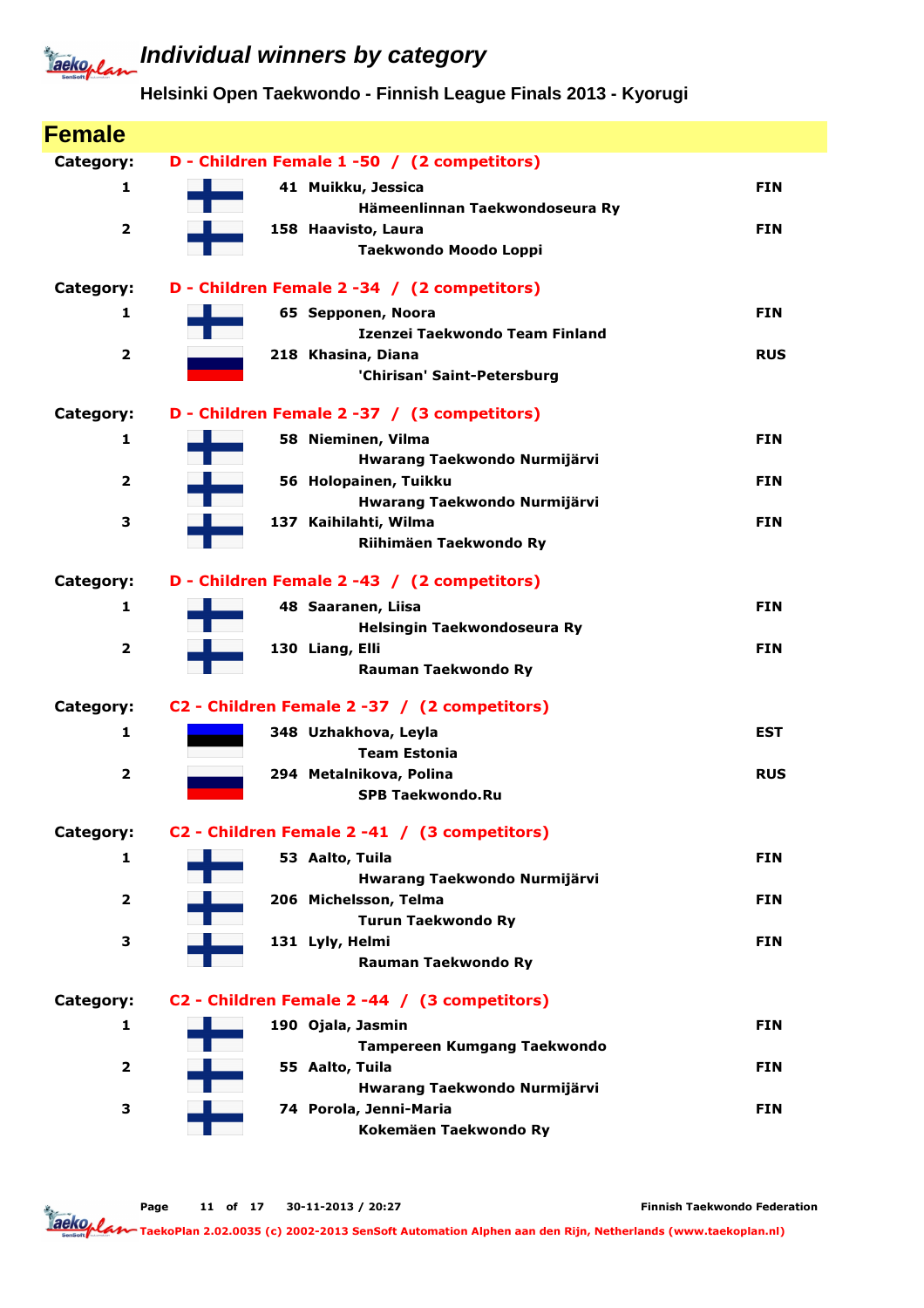# Individual winners by category

## Helsinki Open Taekwondo - Finnish League Finals 2013 - Kyorugi

## Female

**Category: D - Children Female 1 -50 / (2 competitors)**

| Place | No. | Name / Club | Country |
|---|---|---|---|
| 1 | 41 | Muikku, Jessica<br>Hämeenlinnan Taekwondoseura Ry | FIN |
| 2 | 158 | Haavisto, Laura<br>Taekwondo Moodo Loppi | FIN |

**Category: D - Children Female 2 -34 / (2 competitors)**

| Place | No. | Name / Club | Country |
|---|---|---|---|
| 1 | 65 | Sepponen, Noora<br>Izenzei Taekwondo Team Finland | FIN |
| 2 | 218 | Khasina, Diana<br>'Chirisan' Saint-Petersburg | RUS |

**Category: D - Children Female 2 -37 / (3 competitors)**

| Place | No. | Name / Club | Country |
|---|---|---|---|
| 1 | 58 | Nieminen, Vilma<br>Hwarang Taekwondo Nurmijärvi | FIN |
| 2 | 56 | Holopainen, Tuikku<br>Hwarang Taekwondo Nurmijärvi | FIN |
| 3 | 137 | Kaihilahti, Wilma<br>Riihimäen Taekwondo Ry | FIN |

**Category: D - Children Female 2 -43 / (2 competitors)**

| Place | No. | Name / Club | Country |
|---|---|---|---|
| 1 | 48 | Saaranen, Liisa<br>Helsingin Taekwondoseura Ry | FIN |
| 2 | 130 | Liang, Elli<br>Rauman Taekwondo Ry | FIN |

**Category: C2 - Children Female 2 -37 / (2 competitors)**

| Place | No. | Name / Club | Country |
|---|---|---|---|
| 1 | 348 | Uzhakhova, Leyla<br>Team Estonia | EST |
| 2 | 294 | Metalnikova, Polina<br>SPB Taekwondo.Ru | RUS |

**Category: C2 - Children Female 2 -41 / (3 competitors)**

| Place | No. | Name / Club | Country |
|---|---|---|---|
| 1 | 53 | Aalto, Tuila<br>Hwarang Taekwondo Nurmijärvi | FIN |
| 2 | 206 | Michelsson, Telma<br>Turun Taekwondo Ry | FIN |
| 3 | 131 | Lyly, Helmi<br>Rauman Taekwondo Ry | FIN |

**Category: C2 - Children Female 2 -44 / (3 competitors)**

| Place | No. | Name / Club | Country |
|---|---|---|---|
| 1 | 190 | Ojala, Jasmin<br>Tampereen Kumgang Taekwondo | FIN |
| 2 | 55 | Aalto, Tuila<br>Hwarang Taekwondo Nurmijärvi | FIN |
| 3 | 74 | Porola, Jenni-Maria<br>Kokemäen Taekwondo Ry | FIN |

30-11-2013 / 20:27 — Finnish Taekwondo Federation

TaekoPlan 2.02.0035 (c) 2002-2013 SenSoft Automation Alphen aan den Rijn, Netherlands (www.taekoplan.nl)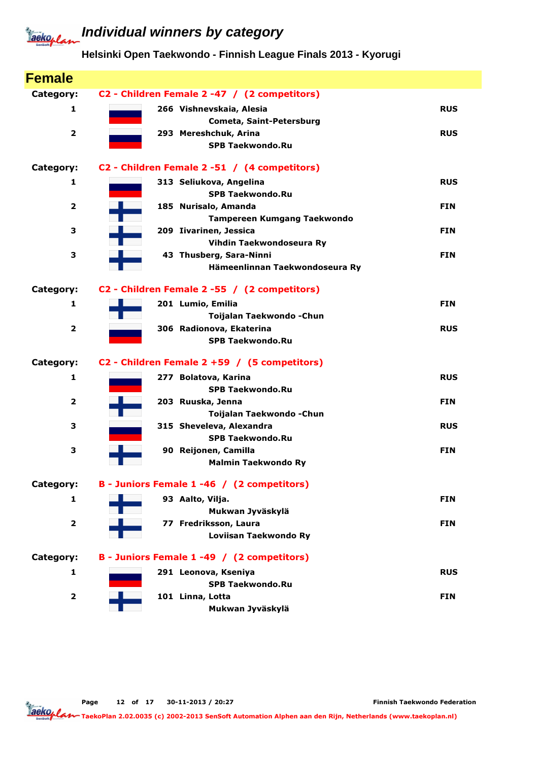# Individual winners by category

## Helsinki Open Taekwondo - Finnish League Finals 2013 - Kyorugi

## Female

**Category:** C2 - Children Female 2 -47 / (2 competitors)

| Place | No. | Name / Club | Country |
|---|---|---|---|
| 1 | 266 | Vishnevskaia, Alesia<br>Cometa, Saint-Petersburg | RUS |
| 2 | 293 | Mereshchuk, Arina<br>SPB Taekwondo.Ru | RUS |

**Category:** C2 - Children Female 2 -51 / (4 competitors)

| Place | No. | Name / Club | Country |
|---|---|---|---|
| 1 | 313 | Seliukova, Angelina<br>SPB Taekwondo.Ru | RUS |
| 2 | 185 | Nurisalo, Amanda<br>Tampereen Kumgang Taekwondo | FIN |
| 3 | 209 | Iivarinen, Jessica<br>Vihdin Taekwondoseura Ry | FIN |
| 3 | 43 | Thusberg, Sara-Ninni<br>Hämeenlinnan Taekwondoseura Ry | FIN |

**Category:** C2 - Children Female 2 -55 / (2 competitors)

| Place | No. | Name / Club | Country |
|---|---|---|---|
| 1 | 201 | Lumio, Emilia<br>Toijalan Taekwondo -Chun | FIN |
| 2 | 306 | Radionova, Ekaterina<br>SPB Taekwondo.Ru | RUS |

**Category:** C2 - Children Female 2 +59 / (5 competitors)

| Place | No. | Name / Club | Country |
|---|---|---|---|
| 1 | 277 | Bolatova, Karina<br>SPB Taekwondo.Ru | RUS |
| 2 | 203 | Ruuska, Jenna<br>Toijalan Taekwondo -Chun | FIN |
| 3 | 315 | Sheveleva, Alexandra<br>SPB Taekwondo.Ru | RUS |
| 3 | 90 | Reijonen, Camilla<br>Malmin Taekwondo Ry | FIN |

**Category:** B - Juniors Female 1 -46 / (2 competitors)

| Place | No. | Name / Club | Country |
|---|---|---|---|
| 1 | 93 | Aalto, Vilja.<br>Mukwan Jyväskylä | FIN |
| 2 | 77 | Fredriksson, Laura<br>Loviisan Taekwondo Ry | FIN |

**Category:** B - Juniors Female 1 -49 / (2 competitors)

| Place | No. | Name / Club | Country |
|---|---|---|---|
| 1 | 291 | Leonova, Kseniya<br>SPB Taekwondo.Ru | RUS |
| 2 | 101 | Linna, Lotta<br>Mukwan Jyväskylä | FIN |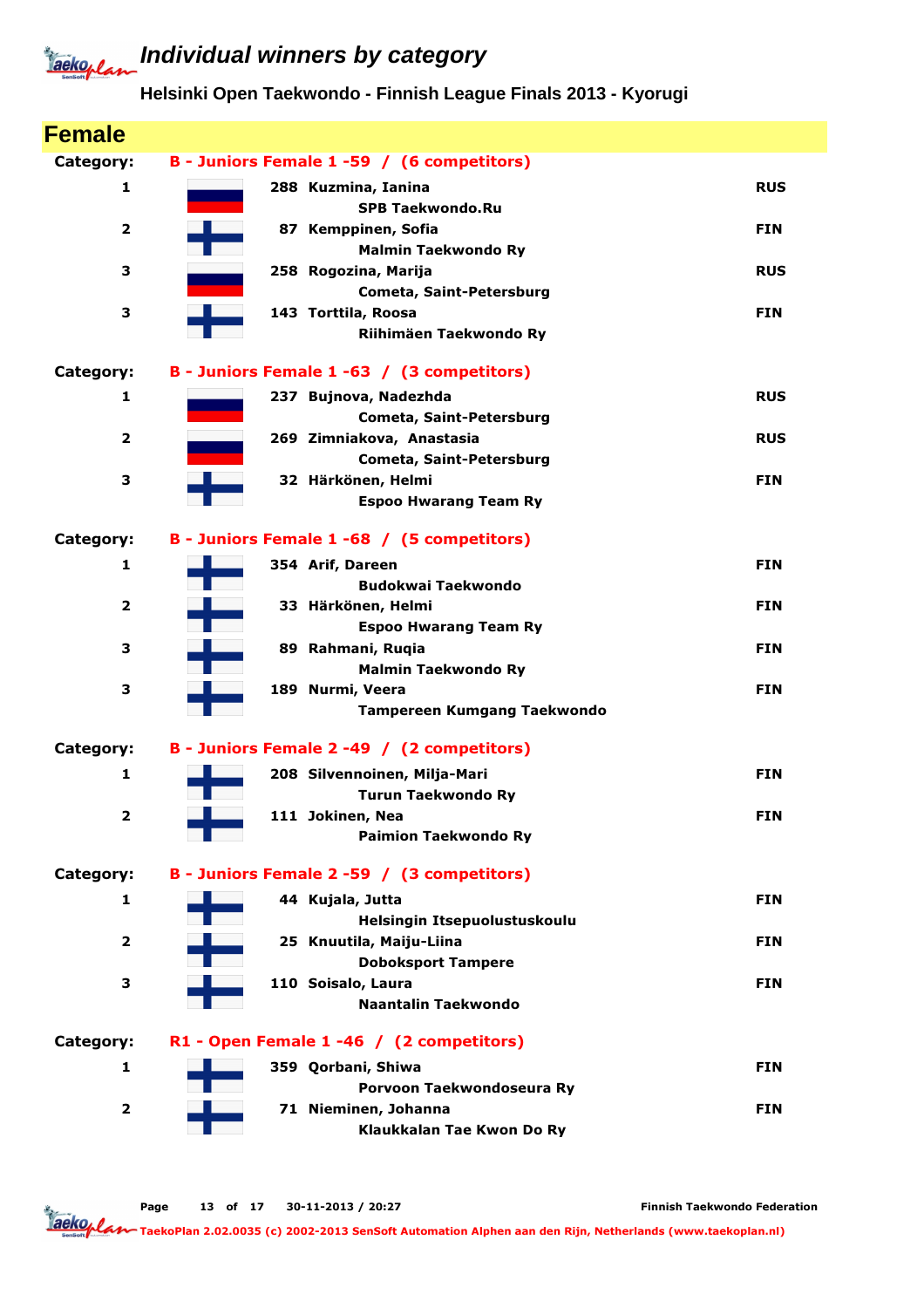# Individual winners by category

## Helsinki Open Taekwondo - Finnish League Finals 2013 - Kyorugi

## Female

**Category: B - Juniors Female 1 -59 / (6 competitors)**

| Place | No. | Name / Club | Country |
|---|---|---|---|
| 1 | 288 | Kuzmina, Ianina<br>SPB Taekwondo.Ru | RUS |
| 2 | 87 | Kemppinen, Sofia<br>Malmin Taekwondo Ry | FIN |
| 3 | 258 | Rogozina, Marija<br>Cometa, Saint-Petersburg | RUS |
| 3 | 143 | Torttila, Roosa<br>Riihimäen Taekwondo Ry | FIN |

**Category: B - Juniors Female 1 -63 / (3 competitors)**

| Place | No. | Name / Club | Country |
|---|---|---|---|
| 1 | 237 | Bujnova, Nadezhda<br>Cometa, Saint-Petersburg | RUS |
| 2 | 269 | Zimniakova, Anastasia<br>Cometa, Saint-Petersburg | RUS |
| 3 | 32 | Härkönen, Helmi<br>Espoo Hwarang Team Ry | FIN |

**Category: B - Juniors Female 1 -68 / (5 competitors)**

| Place | No. | Name / Club | Country |
|---|---|---|---|
| 1 | 354 | Arif, Dareen<br>Budokwai Taekwondo | FIN |
| 2 | 33 | Härkönen, Helmi<br>Espoo Hwarang Team Ry | FIN |
| 3 | 89 | Rahmani, Ruqia<br>Malmin Taekwondo Ry | FIN |
| 3 | 189 | Nurmi, Veera<br>Tampereen Kumgang Taekwondo | FIN |

**Category: B - Juniors Female 2 -49 / (2 competitors)**

| Place | No. | Name / Club | Country |
|---|---|---|---|
| 1 | 208 | Silvennoinen, Milja-Mari<br>Turun Taekwondo Ry | FIN |
| 2 | 111 | Jokinen, Nea<br>Paimion Taekwondo Ry | FIN |

**Category: B - Juniors Female 2 -59 / (3 competitors)**

| Place | No. | Name / Club | Country |
|---|---|---|---|
| 1 | 44 | Kujala, Jutta<br>Helsingin Itsepuolustuskoulu | FIN |
| 2 | 25 | Knuutila, Maiju-Liina<br>Doboksport Tampere | FIN |
| 3 | 110 | Soisalo, Laura<br>Naantalin Taekwondo | FIN |

**Category: R1 - Open Female 1 -46 / (2 competitors)**

| Place | No. | Name / Club | Country |
|---|---|---|---|
| 1 | 359 | Qorbani, Shiwa<br>Porvoon Taekwondoseura Ry | FIN |
| 2 | 71 | Nieminen, Johanna<br>Klaukkalan Tae Kwon Do Ry | FIN |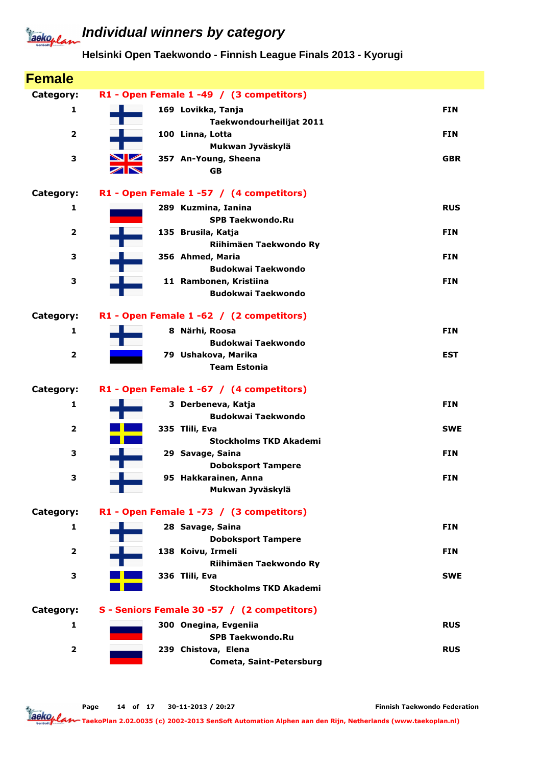# Individual winners by category

## Helsinki Open Taekwondo - Finnish League Finals 2013 - Kyorugi

## Female

**Category: R1 - Open Female 1 -49 / (3 competitors)**

| Place | No. | Name / Club | Country |
|---|---|---|---|
| 1 | 169 | Lovikka, Tanja<br>Taekwondourheilijat 2011 | FIN |
| 2 | 100 | Linna, Lotta<br>Mukwan Jyväskylä | FIN |
| 3 | 357 | An-Young, Sheena<br>GB | GBR |

**Category: R1 - Open Female 1 -57 / (4 competitors)**

| Place | No. | Name / Club | Country |
|---|---|---|---|
| 1 | 289 | Kuzmina, Ianina<br>SPB Taekwondo.Ru | RUS |
| 2 | 135 | Brusila, Katja<br>Riihimäen Taekwondo Ry | FIN |
| 3 | 356 | Ahmed, Maria<br>Budokwai Taekwondo | FIN |
| 3 | 11 | Rambonen, Kristiina<br>Budokwai Taekwondo | FIN |

**Category: R1 - Open Female 1 -62 / (2 competitors)**

| Place | No. | Name / Club | Country |
|---|---|---|---|
| 1 | 8 | Närhi, Roosa<br>Budokwai Taekwondo | FIN |
| 2 | 79 | Ushakova, Marika<br>Team Estonia | EST |

**Category: R1 - Open Female 1 -67 / (4 competitors)**

| Place | No. | Name / Club | Country |
|---|---|---|---|
| 1 | 3 | Derbeneva, Katja<br>Budokwai Taekwondo | FIN |
| 2 | 335 | Tlili, Eva<br>Stockholms TKD Akademi | SWE |
| 3 | 29 | Savage, Saina<br>Doboksport Tampere | FIN |
| 3 | 95 | Hakkarainen, Anna<br>Mukwan Jyväskylä | FIN |

**Category: R1 - Open Female 1 -73 / (3 competitors)**

| Place | No. | Name / Club | Country |
|---|---|---|---|
| 1 | 28 | Savage, Saina<br>Doboksport Tampere | FIN |
| 2 | 138 | Koivu, Irmeli<br>Riihimäen Taekwondo Ry | FIN |
| 3 | 336 | Tlili, Eva<br>Stockholms TKD Akademi | SWE |

**Category: S - Seniors Female 30 -57 / (2 competitors)**

| Place | No. | Name / Club | Country |
|---|---|---|---|
| 1 | 300 | Onegina, Evgeniia<br>SPB Taekwondo.Ru | RUS |
| 2 | 239 | Chistova, Elena<br>Cometa, Saint-Petersburg | RUS |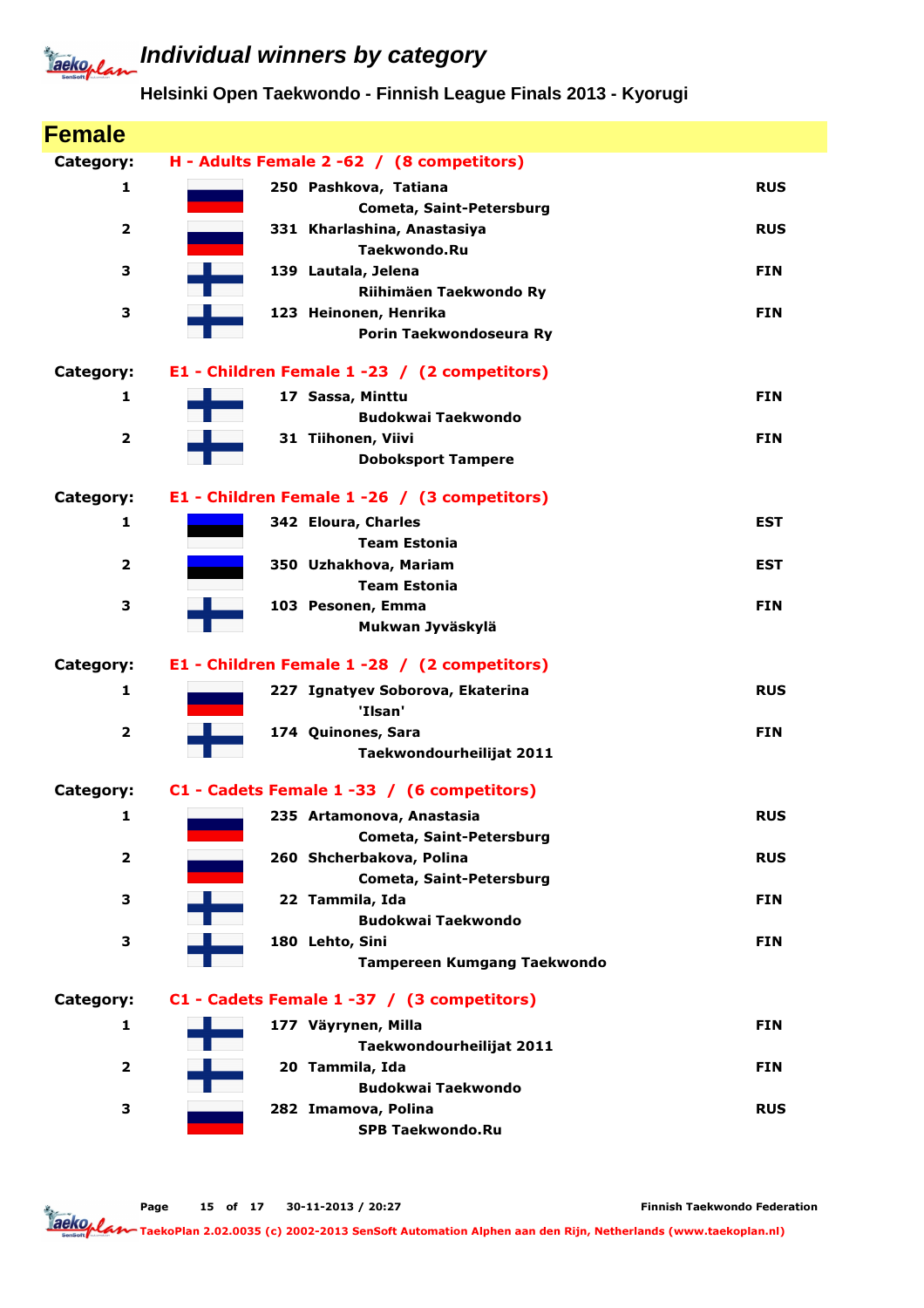# Individual winners by category

## Helsinki Open Taekwondo - Finnish League Finals 2013 - Kyorugi

## Female

**Category: H - Adults Female 2 -62 / (8 competitors)**

| Place | No. | Name / Club | Country |
|---|---|---|---|
| 1 | 250 | Pashkova, Tatiana<br>Cometa, Saint-Petersburg | RUS |
| 2 | 331 | Kharlashina, Anastasiya<br>Taekwondo.Ru | RUS |
| 3 | 139 | Lautala, Jelena<br>Riihimäen Taekwondo Ry | FIN |
| 3 | 123 | Heinonen, Henrika<br>Porin Taekwondoseura Ry | FIN |

**Category: E1 - Children Female 1 -23 / (2 competitors)**

| Place | No. | Name / Club | Country |
|---|---|---|---|
| 1 | 17 | Sassa, Minttu<br>Budokwai Taekwondo | FIN |
| 2 | 31 | Tiihonen, Viivi<br>Doboksport Tampere | FIN |

**Category: E1 - Children Female 1 -26 / (3 competitors)**

| Place | No. | Name / Club | Country |
|---|---|---|---|
| 1 | 342 | Eloura, Charles<br>Team Estonia | EST |
| 2 | 350 | Uzhakhova, Mariam<br>Team Estonia | EST |
| 3 | 103 | Pesonen, Emma<br>Mukwan Jyväskylä | FIN |

**Category: E1 - Children Female 1 -28 / (2 competitors)**

| Place | No. | Name / Club | Country |
|---|---|---|---|
| 1 | 227 | Ignatyev Soborova, Ekaterina<br>'Ilsan' | RUS |
| 2 | 174 | Quinones, Sara<br>Taekwondourheilijat 2011 | FIN |

**Category: C1 - Cadets Female 1 -33 / (6 competitors)**

| Place | No. | Name / Club | Country |
|---|---|---|---|
| 1 | 235 | Artamonova, Anastasia<br>Cometa, Saint-Petersburg | RUS |
| 2 | 260 | Shcherbakova, Polina<br>Cometa, Saint-Petersburg | RUS |
| 3 | 22 | Tammila, Ida<br>Budokwai Taekwondo | FIN |
| 3 | 180 | Lehto, Sini<br>Tampereen Kumgang Taekwondo | FIN |

**Category: C1 - Cadets Female 1 -37 / (3 competitors)**

| Place | No. | Name / Club | Country |
|---|---|---|---|
| 1 | 177 | Väyrynen, Milla<br>Taekwondourheilijat 2011 | FIN |
| 2 | 20 | Tammila, Ida<br>Budokwai Taekwondo | FIN |
| 3 | 282 | Imamova, Polina<br>SPB Taekwondo.Ru | RUS |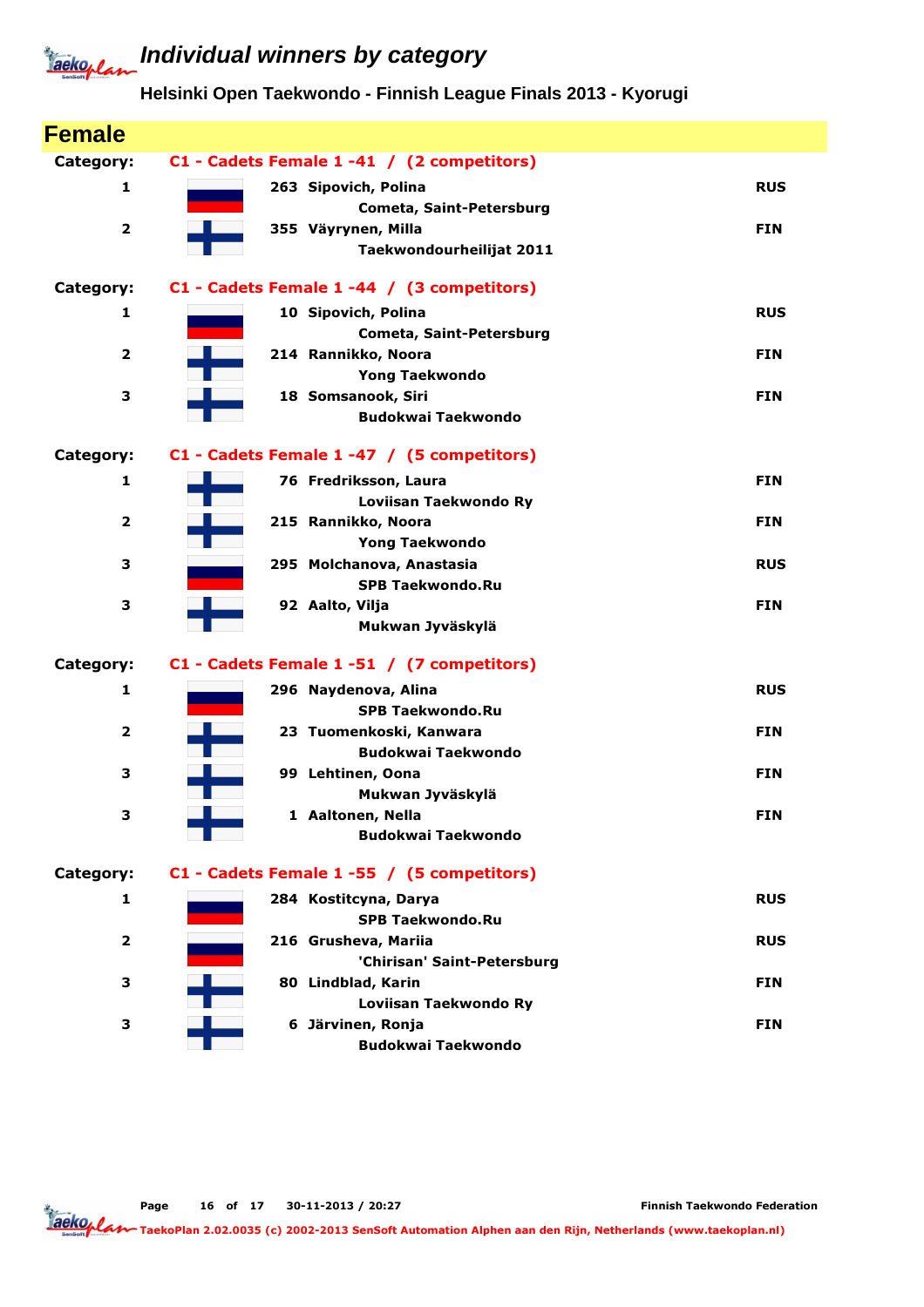# Individual winners by category

## Helsinki Open Taekwondo - Finnish League Finals 2013 - Kyorugi

## Female

**Category: C1 - Cadets Female 1 -41 / (2 competitors)**

| Place | No. | Name / Club | Country |
|---|---|---|---|
| 1 | 263 | Sipovich, Polina<br>Cometa, Saint-Petersburg | RUS |
| 2 | 355 | Väyrynen, Milla<br>Taekwondourheilijat 2011 | FIN |

**Category: C1 - Cadets Female 1 -44 / (3 competitors)**

| Place | No. | Name / Club | Country |
|---|---|---|---|
| 1 | 10 | Sipovich, Polina<br>Cometa, Saint-Petersburg | RUS |
| 2 | 214 | Rannikko, Noora<br>Yong Taekwondo | FIN |
| 3 | 18 | Somsanook, Siri<br>Budokwai Taekwondo | FIN |

**Category: C1 - Cadets Female 1 -47 / (5 competitors)**

| Place | No. | Name / Club | Country |
|---|---|---|---|
| 1 | 76 | Fredriksson, Laura<br>Loviisan Taekwondo Ry | FIN |
| 2 | 215 | Rannikko, Noora<br>Yong Taekwondo | FIN |
| 3 | 295 | Molchanova, Anastasia<br>SPB Taekwondo.Ru | RUS |
| 3 | 92 | Aalto, Vilja<br>Mukwan Jyväskylä | FIN |

**Category: C1 - Cadets Female 1 -51 / (7 competitors)**

| Place | No. | Name / Club | Country |
|---|---|---|---|
| 1 | 296 | Naydenova, Alina<br>SPB Taekwondo.Ru | RUS |
| 2 | 23 | Tuomenkoski, Kanwara<br>Budokwai Taekwondo | FIN |
| 3 | 99 | Lehtinen, Oona<br>Mukwan Jyväskylä | FIN |
| 3 | 1 | Aaltonen, Nella<br>Budokwai Taekwondo | FIN |

**Category: C1 - Cadets Female 1 -55 / (5 competitors)**

| Place | No. | Name / Club | Country |
|---|---|---|---|
| 1 | 284 | Kostitcyna, Darya<br>SPB Taekwondo.Ru | RUS |
| 2 | 216 | Grusheva, Mariia<br>'Chirisan' Saint-Petersburg | RUS |
| 3 | 80 | Lindblad, Karin<br>Loviisan Taekwondo Ry | FIN |
| 3 | 6 | Järvinen, Ronja<br>Budokwai Taekwondo | FIN |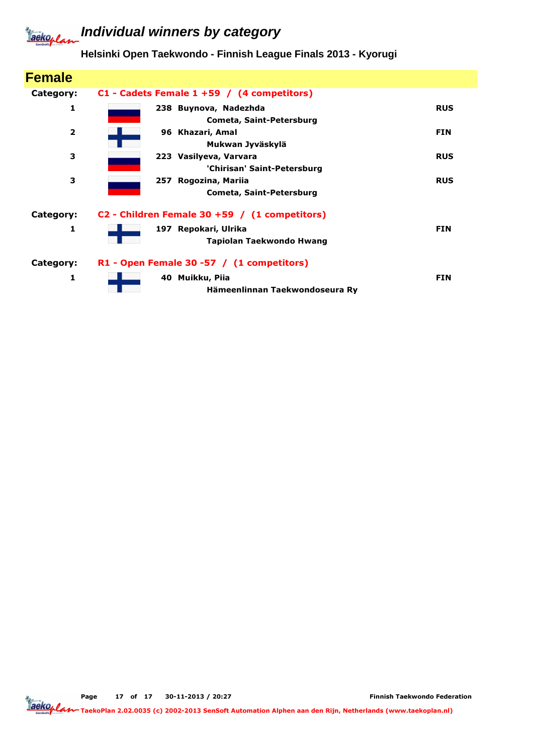# Individual winners by category

## Helsinki Open Taekwondo - Finnish League Finals 2013 - Kyorugi

## Female

**Category:** C1 - Cadets Female 1 +59 / (4 competitors)

| | | | |
|---|---|---|---|
| 1 | 238 | **Buynova, Nadezhda**<br>Cometa, Saint-Petersburg | RUS |
| 2 | 96 | **Khazari, Amal**<br>Mukwan Jyväskylä | FIN |
| 3 | 223 | **Vasilyeva, Varvara**<br>'Chirisan' Saint-Petersburg | RUS |
| 3 | 257 | **Rogozina, Mariia**<br>Cometa, Saint-Petersburg | RUS |

**Category:** C2 - Children Female 30 +59 / (1 competitors)

| | | | |
|---|---|---|---|
| 1 | 197 | **Repokari, Ulrika**<br>Tapiolan Taekwondo Hwang | FIN |

**Category:** R1 - Open Female 30 -57 / (1 competitors)

| | | | |
|---|---|---|---|
| 1 | 40 | **Muikku, Piia**<br>Hämeenlinnan Taekwondoseura Ry | FIN |